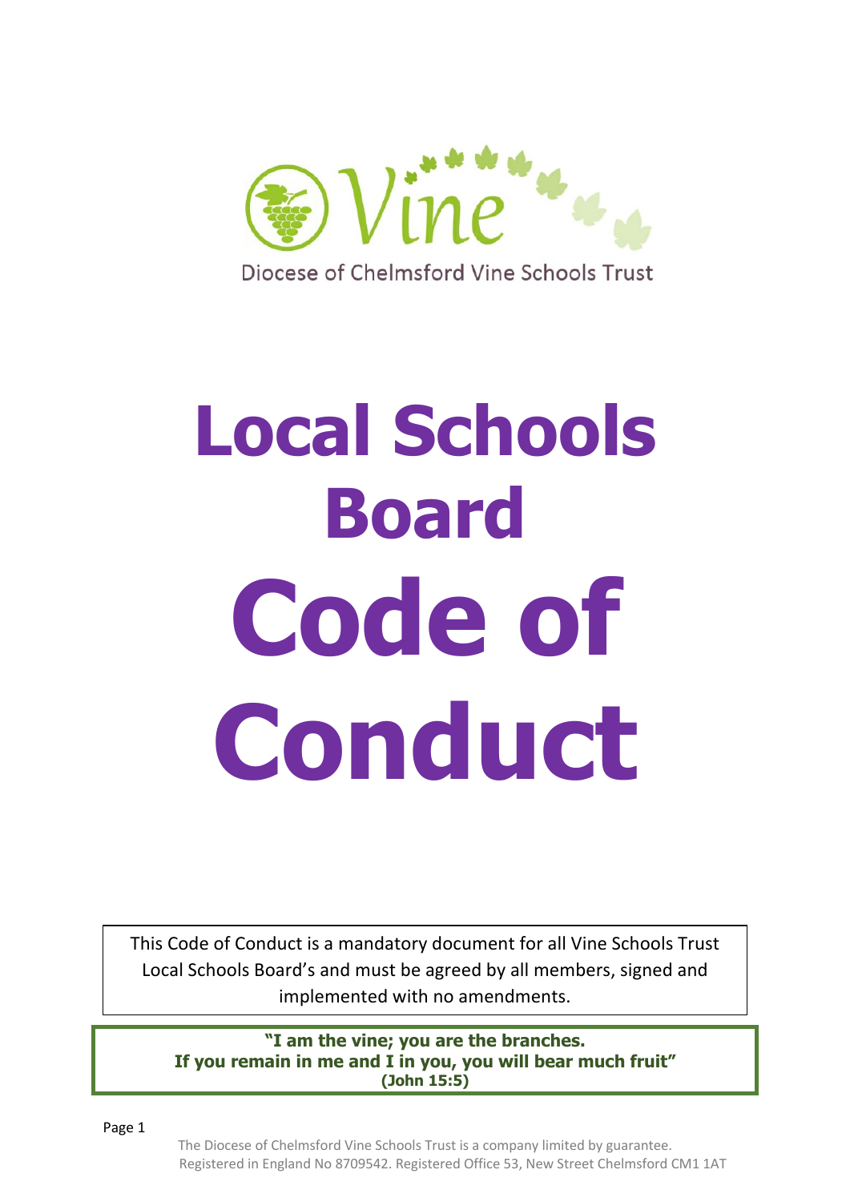Vine

Diocese of Chelmsford Vine Schools Trust

# Local Schools Board Code of Conduct

This Code of Conduct is a mandatory document for all Vine Schools Trust Local Schools Board's and must be agreed by all members, signed and implemented with no amendments.

**"I am the vine; you are the branches.
If you remain in me and I in you, you will bear much fruit"
(John 15:5)**

The Diocese of Chelmsford Vine Schools Trust is a company limited by guarantee. Registered in England No 8709542. Registered Office 53, New Street Chelmsford CM1 1AT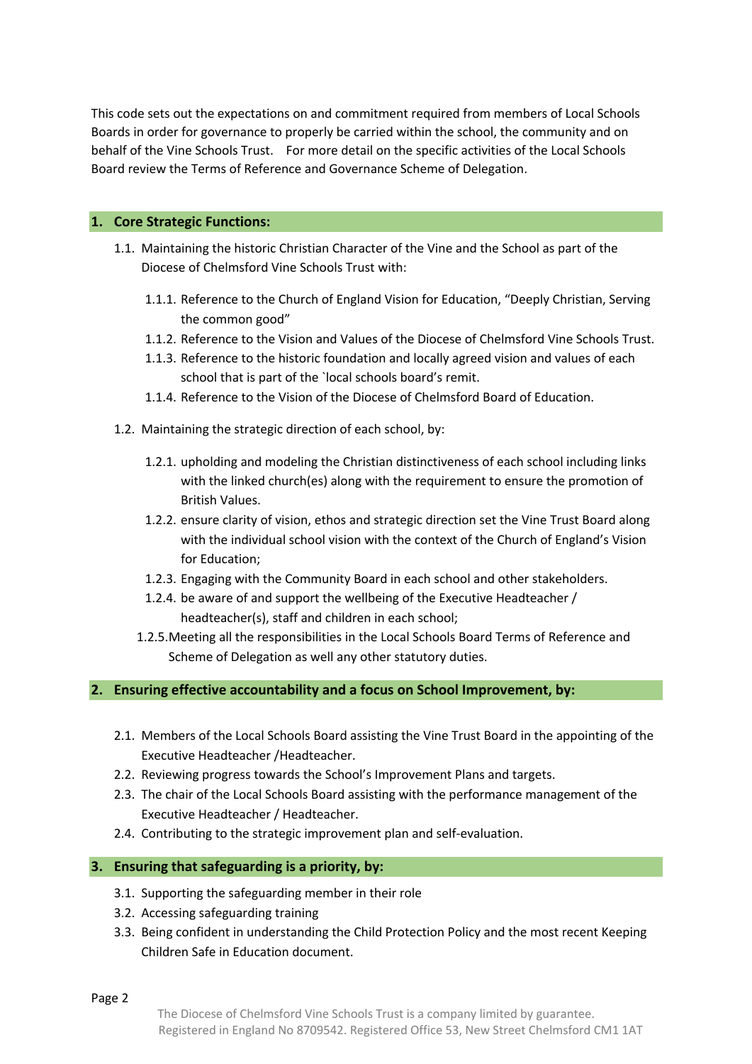This code sets out the expectations on and commitment required from members of Local Schools Boards in order for governance to properly be carried within the school, the community and on behalf of the Vine Schools Trust. For more detail on the specific activities of the Local Schools Board review the Terms of Reference and Governance Scheme of Delegation.

## 1. Core Strategic Functions:

- 1.1. Maintaining the historic Christian Character of the Vine and the School as part of the Diocese of Chelmsford Vine Schools Trust with:
  - 1.1.1. Reference to the Church of England Vision for Education, "Deeply Christian, Serving the common good"
  - 1.1.2. Reference to the Vision and Values of the Diocese of Chelmsford Vine Schools Trust.
  - 1.1.3. Reference to the historic foundation and locally agreed vision and values of each school that is part of the `local schools board's remit.
  - 1.1.4. Reference to the Vision of the Diocese of Chelmsford Board of Education.
- 1.2. Maintaining the strategic direction of each school, by:
  - 1.2.1. upholding and modeling the Christian distinctiveness of each school including links with the linked church(es) along with the requirement to ensure the promotion of British Values.
  - 1.2.2. ensure clarity of vision, ethos and strategic direction set the Vine Trust Board along with the individual school vision with the context of the Church of England's Vision for Education;
  - 1.2.3. Engaging with the Community Board in each school and other stakeholders.
  - 1.2.4. be aware of and support the wellbeing of the Executive Headteacher / headteacher(s), staff and children in each school;
  - 1.2.5. Meeting all the responsibilities in the Local Schools Board Terms of Reference and Scheme of Delegation as well any other statutory duties.

## 2. Ensuring effective accountability and a focus on School Improvement, by:

- 2.1. Members of the Local Schools Board assisting the Vine Trust Board in the appointing of the Executive Headteacher /Headteacher.
- 2.2. Reviewing progress towards the School's Improvement Plans and targets.
- 2.3. The chair of the Local Schools Board assisting with the performance management of the Executive Headteacher / Headteacher.
- 2.4. Contributing to the strategic improvement plan and self-evaluation.

## 3. Ensuring that safeguarding is a priority, by:

- 3.1. Supporting the safeguarding member in their role
- 3.2. Accessing safeguarding training
- 3.3. Being confident in understanding the Child Protection Policy and the most recent Keeping Children Safe in Education document.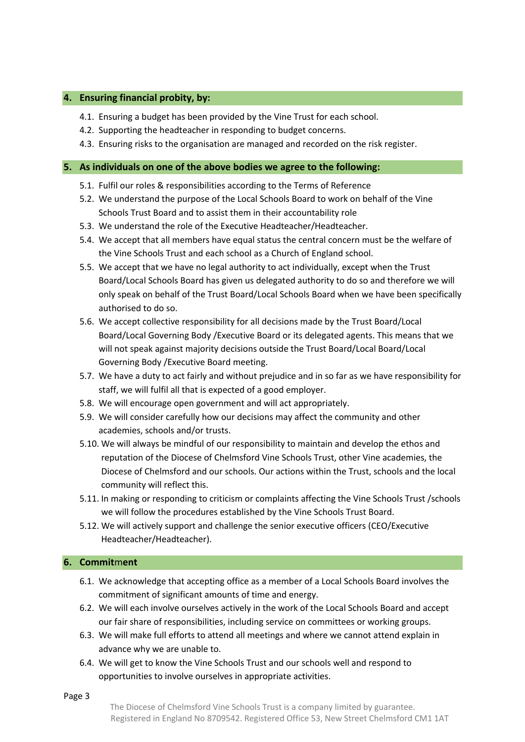## 4. Ensuring financial probity, by:

4.1. Ensuring a budget has been provided by the Vine Trust for each school.
4.2. Supporting the headteacher in responding to budget concerns.
4.3. Ensuring risks to the organisation are managed and recorded on the risk register.

## 5. As individuals on one of the above bodies we agree to the following:

5.1. Fulfil our roles & responsibilities according to the Terms of Reference
5.2. We understand the purpose of the Local Schools Board to work on behalf of the Vine Schools Trust Board and to assist them in their accountability role
5.3. We understand the role of the Executive Headteacher/Headteacher.
5.4. We accept that all members have equal status the central concern must be the welfare of the Vine Schools Trust and each school as a Church of England school.
5.5. We accept that we have no legal authority to act individually, except when the Trust Board/Local Schools Board has given us delegated authority to do so and therefore we will only speak on behalf of the Trust Board/Local Schools Board when we have been specifically authorised to do so.
5.6. We accept collective responsibility for all decisions made by the Trust Board/Local Board/Local Governing Body /Executive Board or its delegated agents. This means that we will not speak against majority decisions outside the Trust Board/Local Board/Local Governing Body /Executive Board meeting.
5.7. We have a duty to act fairly and without prejudice and in so far as we have responsibility for staff, we will fulfil all that is expected of a good employer.
5.8. We will encourage open government and will act appropriately.
5.9. We will consider carefully how our decisions may affect the community and other academies, schools and/or trusts.
5.10. We will always be mindful of our responsibility to maintain and develop the ethos and reputation of the Diocese of Chelmsford Vine Schools Trust, other Vine academies, the Diocese of Chelmsford and our schools. Our actions within the Trust, schools and the local community will reflect this.
5.11. In making or responding to criticism or complaints affecting the Vine Schools Trust /schools we will follow the procedures established by the Vine Schools Trust Board.
5.12. We will actively support and challenge the senior executive officers (CEO/Executive Headteacher/Headteacher).

## 6. Commitment

6.1. We acknowledge that accepting office as a member of a Local Schools Board involves the commitment of significant amounts of time and energy.
6.2. We will each involve ourselves actively in the work of the Local Schools Board and accept our fair share of responsibilities, including service on committees or working groups.
6.3. We will make full efforts to attend all meetings and where we cannot attend explain in advance why we are unable to.
6.4. We will get to know the Vine Schools Trust and our schools well and respond to opportunities to involve ourselves in appropriate activities.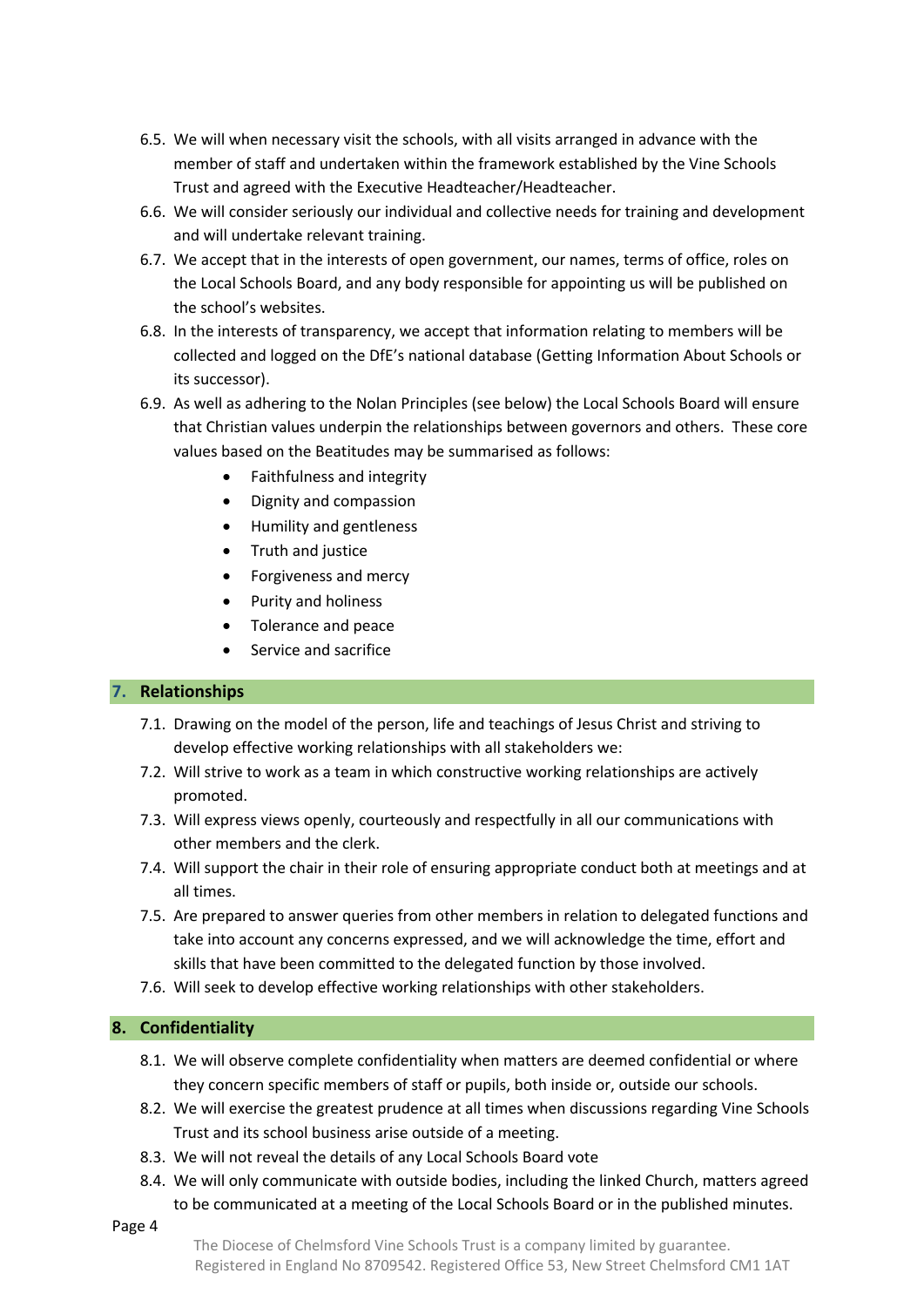6.5. We will when necessary visit the schools, with all visits arranged in advance with the member of staff and undertaken within the framework established by the Vine Schools Trust and agreed with the Executive Headteacher/Headteacher.

6.6. We will consider seriously our individual and collective needs for training and development and will undertake relevant training.

6.7. We accept that in the interests of open government, our names, terms of office, roles on the Local Schools Board, and any body responsible for appointing us will be published on the school's websites.

6.8. In the interests of transparency, we accept that information relating to members will be collected and logged on the DfE's national database (Getting Information About Schools or its successor).

6.9. As well as adhering to the Nolan Principles (see below) the Local Schools Board will ensure that Christian values underpin the relationships between governors and others. These core values based on the Beatitudes may be summarised as follows:

- Faithfulness and integrity
- Dignity and compassion
- Humility and gentleness
- Truth and justice
- Forgiveness and mercy
- Purity and holiness
- Tolerance and peace
- Service and sacrifice

## 7. Relationships

7.1. Drawing on the model of the person, life and teachings of Jesus Christ and striving to develop effective working relationships with all stakeholders we:

7.2. Will strive to work as a team in which constructive working relationships are actively promoted.

7.3. Will express views openly, courteously and respectfully in all our communications with other members and the clerk.

7.4. Will support the chair in their role of ensuring appropriate conduct both at meetings and at all times.

7.5. Are prepared to answer queries from other members in relation to delegated functions and take into account any concerns expressed, and we will acknowledge the time, effort and skills that have been committed to the delegated function by those involved.

7.6. Will seek to develop effective working relationships with other stakeholders.

## 8. Confidentiality

8.1. We will observe complete confidentiality when matters are deemed confidential or where they concern specific members of staff or pupils, both inside or, outside our schools.

8.2. We will exercise the greatest prudence at all times when discussions regarding Vine Schools Trust and its school business arise outside of a meeting.

8.3. We will not reveal the details of any Local Schools Board vote

8.4. We will only communicate with outside bodies, including the linked Church, matters agreed to be communicated at a meeting of the Local Schools Board or in the published minutes.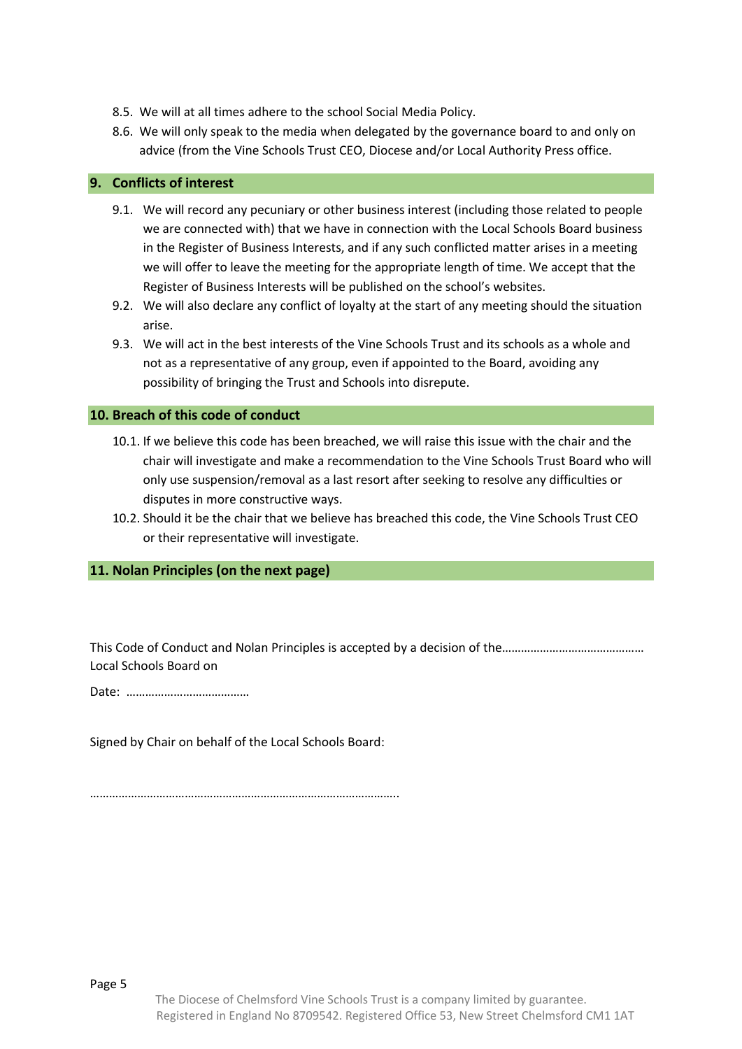8.5. We will at all times adhere to the school Social Media Policy.

8.6. We will only speak to the media when delegated by the governance board to and only on advice (from the Vine Schools Trust CEO, Diocese and/or Local Authority Press office.

## 9. Conflicts of interest

9.1. We will record any pecuniary or other business interest (including those related to people we are connected with) that we have in connection with the Local Schools Board business in the Register of Business Interests, and if any such conflicted matter arises in a meeting we will offer to leave the meeting for the appropriate length of time. We accept that the Register of Business Interests will be published on the school's websites.

9.2. We will also declare any conflict of loyalty at the start of any meeting should the situation arise.

9.3. We will act in the best interests of the Vine Schools Trust and its schools as a whole and not as a representative of any group, even if appointed to the Board, avoiding any possibility of bringing the Trust and Schools into disrepute.

## 10. Breach of this code of conduct

10.1. If we believe this code has been breached, we will raise this issue with the chair and the chair will investigate and make a recommendation to the Vine Schools Trust Board who will only use suspension/removal as a last resort after seeking to resolve any difficulties or disputes in more constructive ways.

10.2. Should it be the chair that we believe has breached this code, the Vine Schools Trust CEO or their representative will investigate.

## 11. Nolan Principles (on the next page)

This Code of Conduct and Nolan Principles is accepted by a decision of the……………………………………… Local Schools Board on

Date: …………………………………

Signed by Chair on behalf of the Local Schools Board:

……………………………………………………………………………………..

The Diocese of Chelmsford Vine Schools Trust is a company limited by guarantee. Registered in England No 8709542. Registered Office 53, New Street Chelmsford CM1 1AT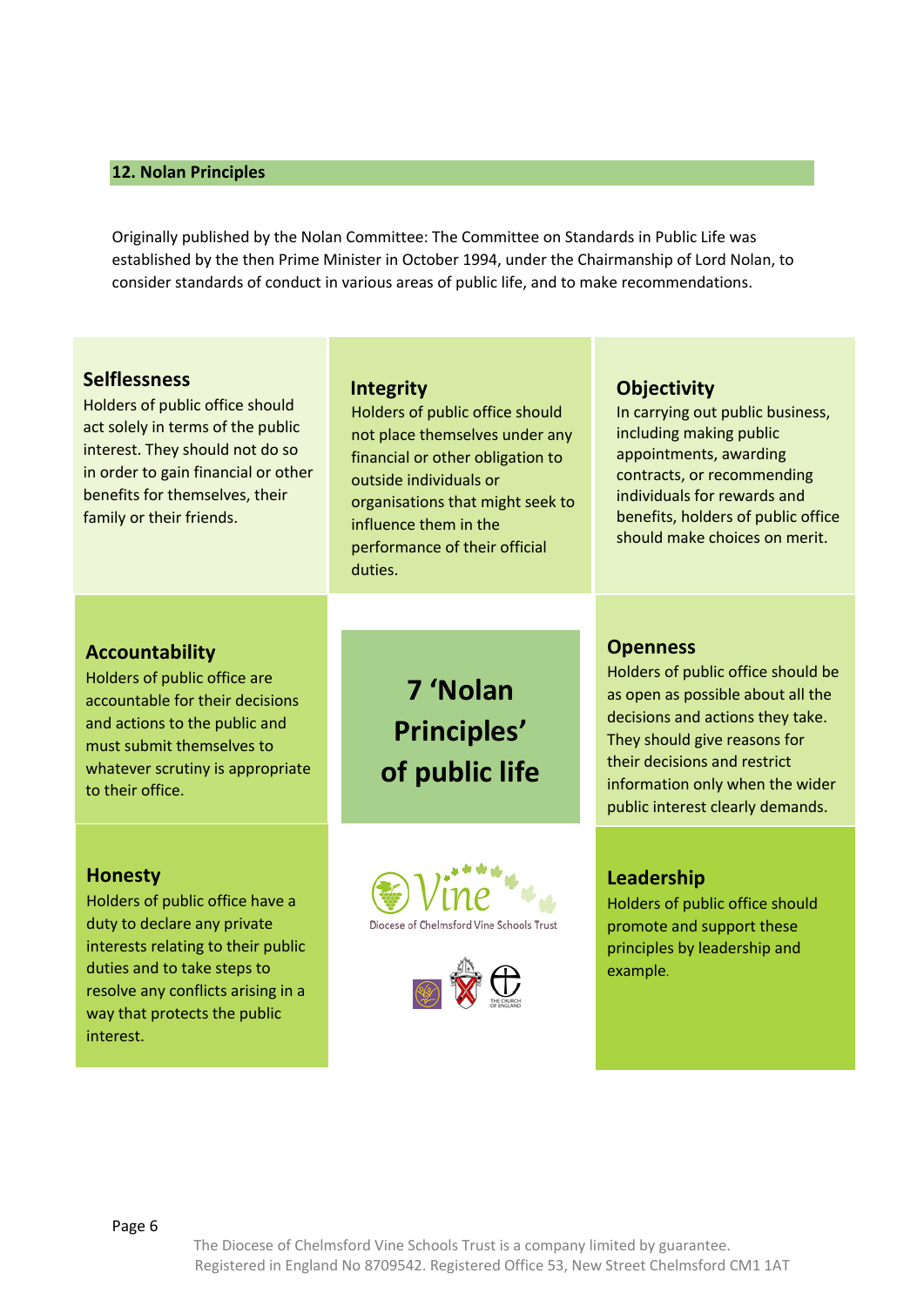## 12. Nolan Principles

Originally published by the Nolan Committee: The Committee on Standards in Public Life was established by the then Prime Minister in October 1994, under the Chairmanship of Lord Nolan, to consider standards of conduct in various areas of public life, and to make recommendations.

## 7 'Nolan Principles' of public life

### Selflessness

Holders of public office should act solely in terms of the public interest. They should not do so in order to gain financial or other benefits for themselves, their family or their friends.

### Integrity

Holders of public office should not place themselves under any financial or other obligation to outside individuals or organisations that might seek to influence them in the performance of their official duties.

### Objectivity

In carrying out public business, including making public appointments, awarding contracts, or recommending individuals for rewards and benefits, holders of public office should make choices on merit.

### Accountability

Holders of public office are accountable for their decisions and actions to the public and must submit themselves to whatever scrutiny is appropriate to their office.

### Openness

Holders of public office should be as open as possible about all the decisions and actions they take. They should give reasons for their decisions and restrict information only when the wider public interest clearly demands.

### Honesty

Holders of public office have a duty to declare any private interests relating to their public duties and to take steps to resolve any conflicts arising in a way that protects the public interest.

### Leadership

Holders of public office should promote and support these principles by leadership and example.

Vine

Diocese of Chelmsford Vine Schools Trust

The Diocese of Chelmsford Vine Schools Trust is a company limited by guarantee.
Registered in England No 8709542. Registered Office 53, New Street Chelmsford CM1 1AT